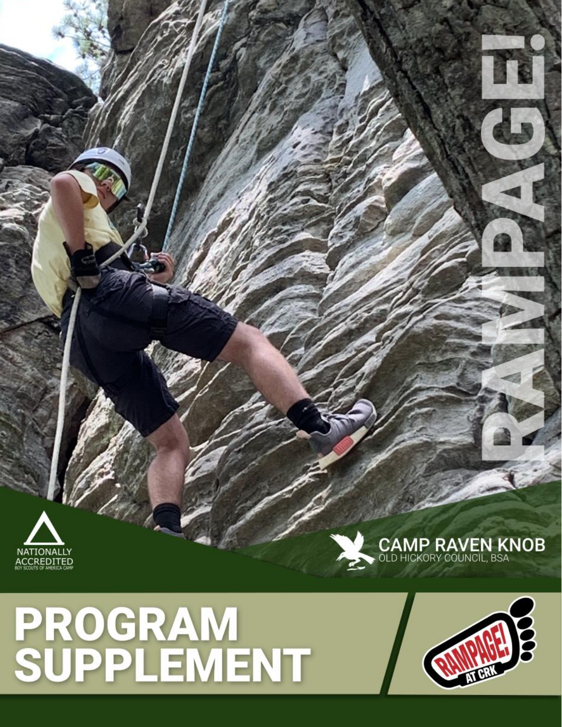# RAMPAGE!

NATIONALLY ACCREDITED
BOY SCOUTS OF AMERICA CAMP

CAMP RAVEN KNOB
OLD HICKORY COUNCIL, BSA

# PROGRAM SUPPLEMENT

RAMPAGE! AT CRK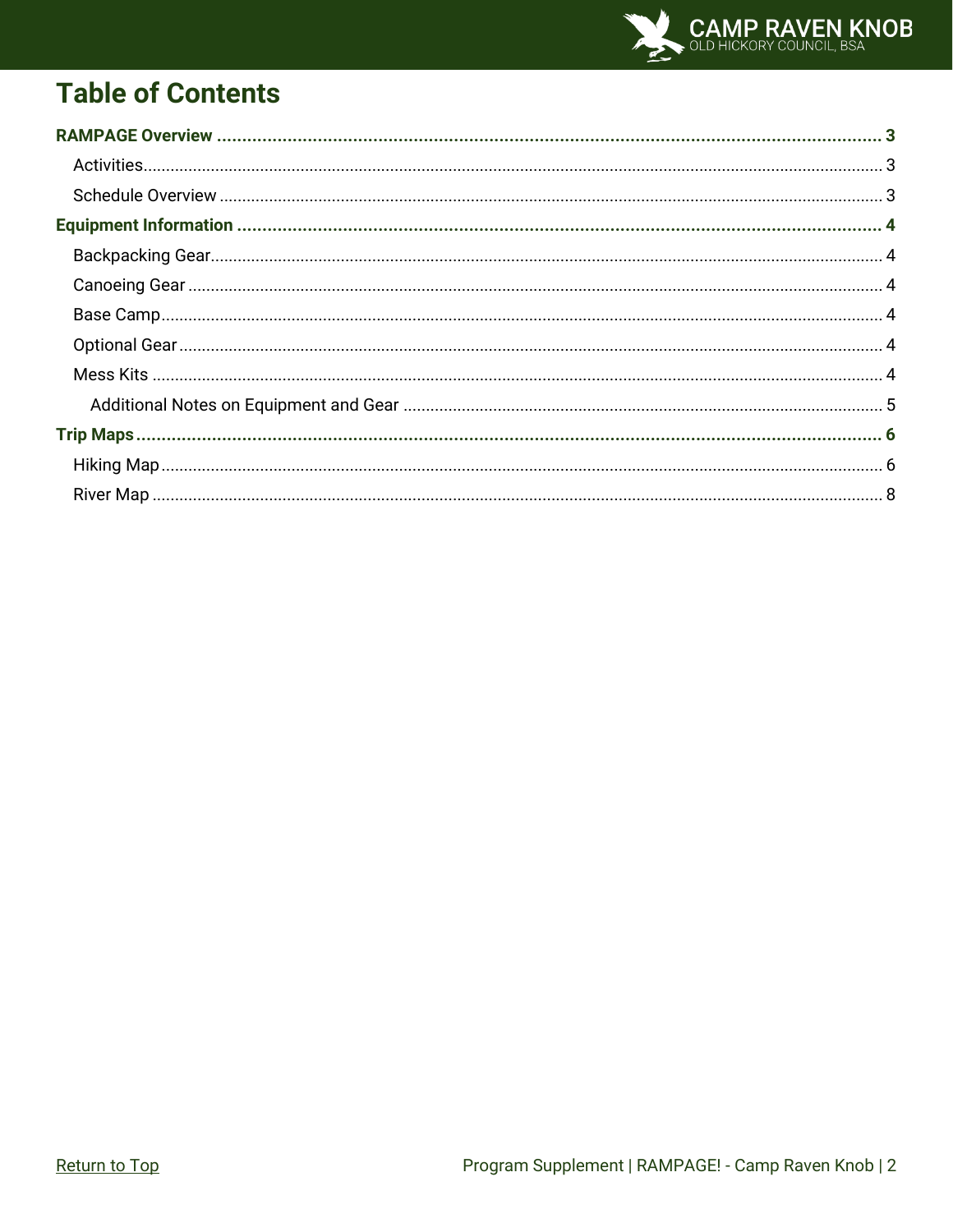# Table of Contents

**RAMPAGE Overview** ..... **3**

- Activities ..... 3
- Schedule Overview ..... 3

**Equipment Information** ..... **4**

- Backpacking Gear ..... 4
- Canoeing Gear ..... 4
- Base Camp ..... 4
- Optional Gear ..... 4
- Mess Kits ..... 4
  - Additional Notes on Equipment and Gear ..... 5

**Trip Maps** ..... **6**

- Hiking Map ..... 6
- River Map ..... 8

Return to Top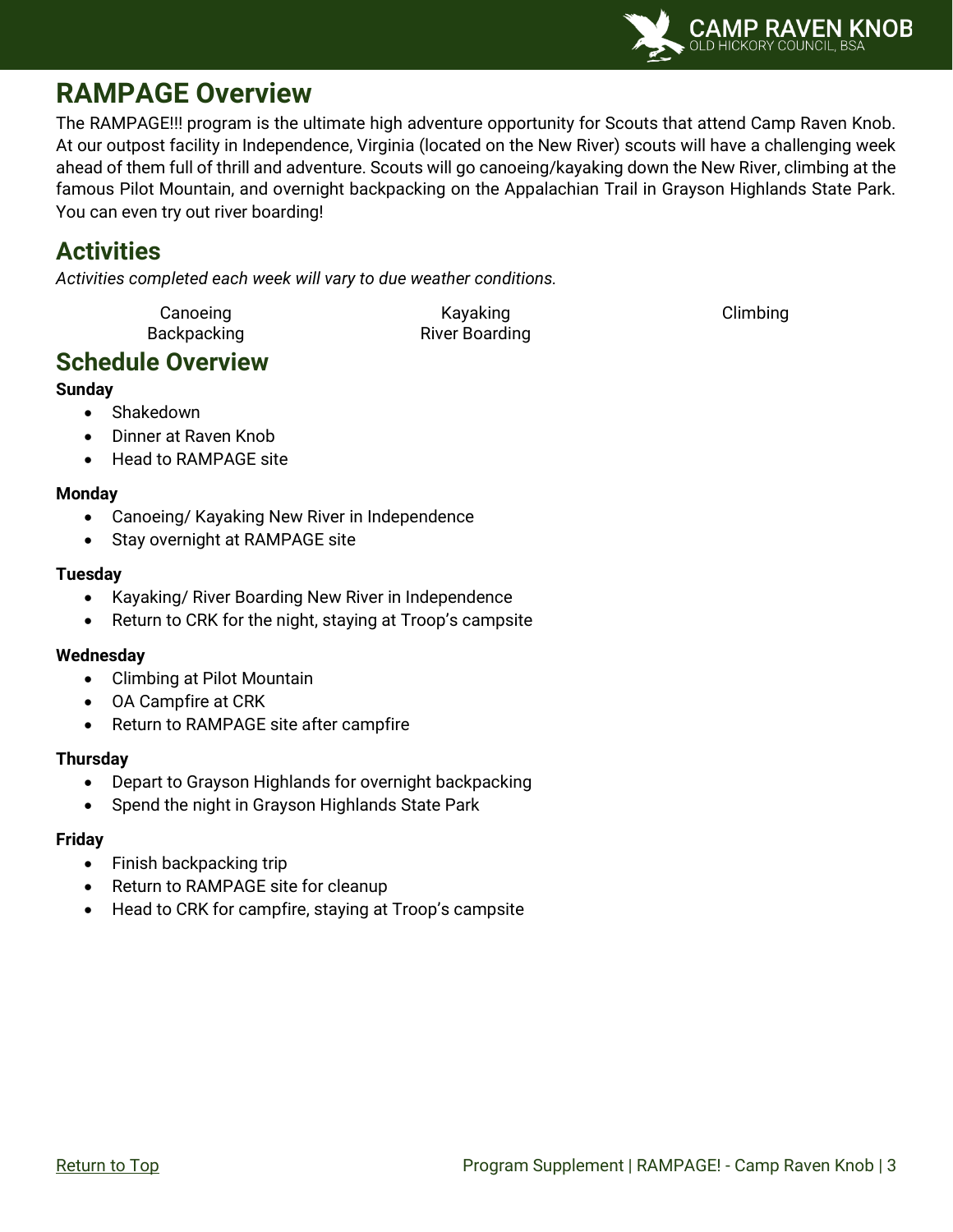# RAMPAGE Overview

The RAMPAGE!!! program is the ultimate high adventure opportunity for Scouts that attend Camp Raven Knob. At our outpost facility in Independence, Virginia (located on the New River) scouts will have a challenging week ahead of them full of thrill and adventure. Scouts will go canoeing/kayaking down the New River, climbing at the famous Pilot Mountain, and overnight backpacking on the Appalachian Trail in Grayson Highlands State Park. You can even try out river boarding!

## Activities

*Activities completed each week will vary to due weather conditions.*

| | | |
|---|---|---|
| Canoeing | Kayaking | Climbing |
| Backpacking | River Boarding | |

## Schedule Overview

**Sunday**

- Shakedown
- Dinner at Raven Knob
- Head to RAMPAGE site

**Monday**

- Canoeing/ Kayaking New River in Independence
- Stay overnight at RAMPAGE site

**Tuesday**

- Kayaking/ River Boarding New River in Independence
- Return to CRK for the night, staying at Troop's campsite

**Wednesday**

- Climbing at Pilot Mountain
- OA Campfire at CRK
- Return to RAMPAGE site after campfire

**Thursday**

- Depart to Grayson Highlands for overnight backpacking
- Spend the night in Grayson Highlands State Park

**Friday**

- Finish backpacking trip
- Return to RAMPAGE site for cleanup
- Head to CRK for campfire, staying at Troop's campsite

Return to Top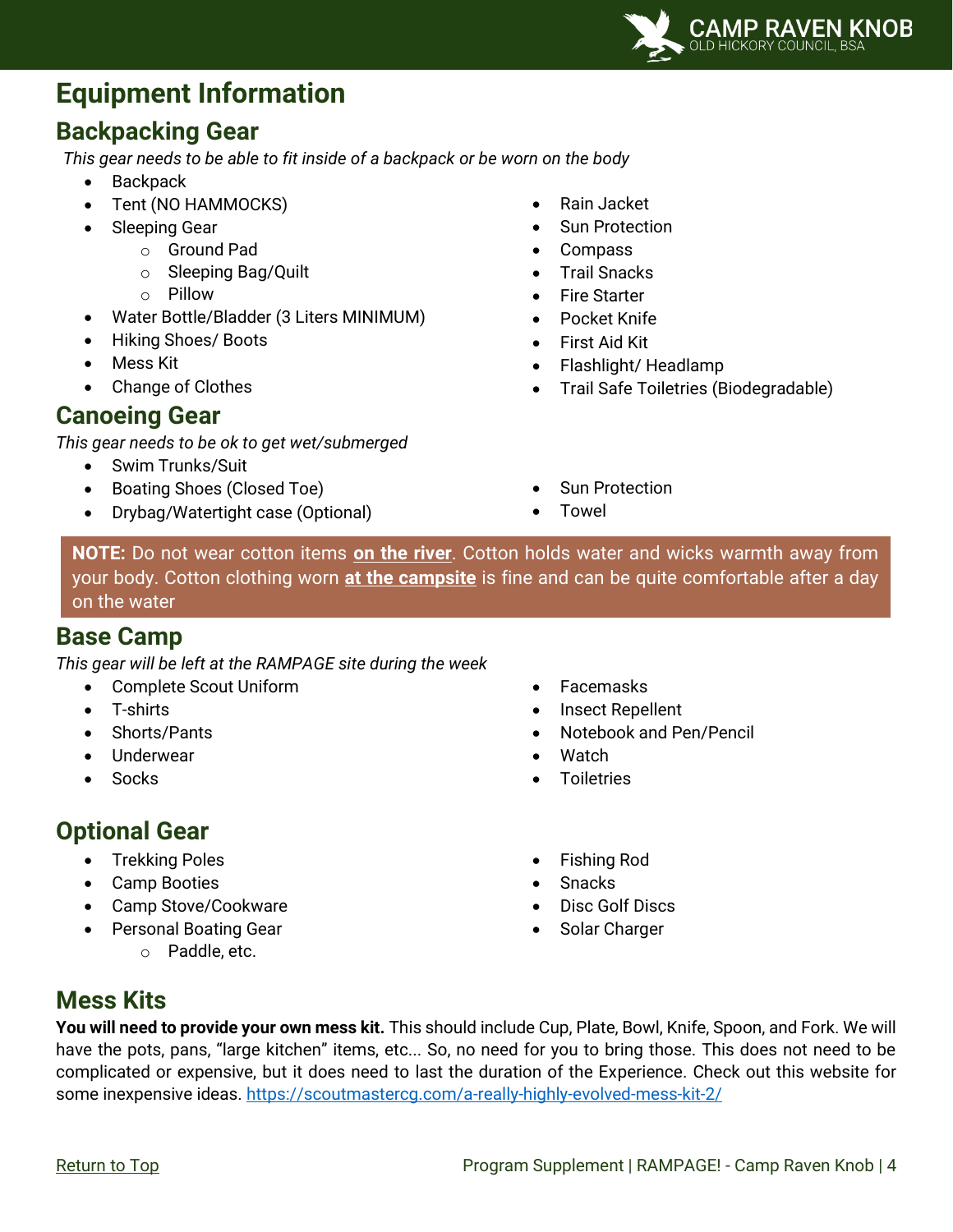# Equipment Information

## Backpacking Gear

*This gear needs to be able to fit inside of a backpack or be worn on the body*

- Backpack
- Tent (NO HAMMOCKS)
- Sleeping Gear
  - Ground Pad
  - Sleeping Bag/Quilt
  - Pillow
- Water Bottle/Bladder (3 Liters MINIMUM)
- Hiking Shoes/ Boots
- Mess Kit
- Change of Clothes
- Rain Jacket
- Sun Protection
- Compass
- Trail Snacks
- Fire Starter
- Pocket Knife
- First Aid Kit
- Flashlight/ Headlamp
- Trail Safe Toiletries (Biodegradable)

## Canoeing Gear

*This gear needs to be ok to get wet/submerged*

- Swim Trunks/Suit
- Boating Shoes (Closed Toe)
- Drybag/Watertight case (Optional)
- Sun Protection
- Towel

**NOTE:** Do not wear cotton items **on the river**. Cotton holds water and wicks warmth away from your body. Cotton clothing worn **at the campsite** is fine and can be quite comfortable after a day on the water

## Base Camp

*This gear will be left at the RAMPAGE site during the week*

- Complete Scout Uniform
- T-shirts
- Shorts/Pants
- Underwear
- Socks
- Facemasks
- Insect Repellent
- Notebook and Pen/Pencil
- Watch
- Toiletries

## Optional Gear

- Trekking Poles
- Camp Booties
- Camp Stove/Cookware
- Personal Boating Gear
  - Paddle, etc.
- Fishing Rod
- Snacks
- Disc Golf Discs
- Solar Charger

## Mess Kits

**You will need to provide your own mess kit.** This should include Cup, Plate, Bowl, Knife, Spoon, and Fork. We will have the pots, pans, "large kitchen" items, etc... So, no need for you to bring those. This does not need to be complicated or expensive, but it does need to last the duration of the Experience. Check out this website for some inexpensive ideas. https://scoutmastercg.com/a-really-highly-evolved-mess-kit-2/

Return to Top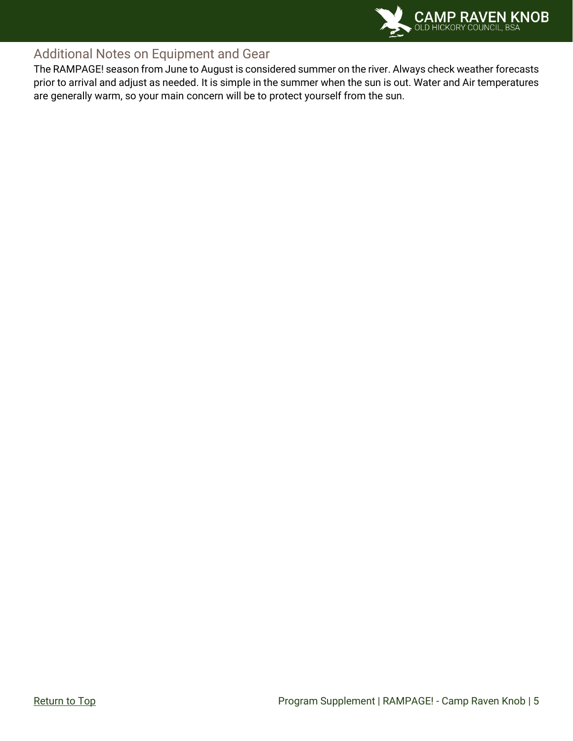## Additional Notes on Equipment and Gear

The RAMPAGE! season from June to August is considered summer on the river. Always check weather forecasts prior to arrival and adjust as needed. It is simple in the summer when the sun is out. Water and Air temperatures are generally warm, so your main concern will be to protect yourself from the sun.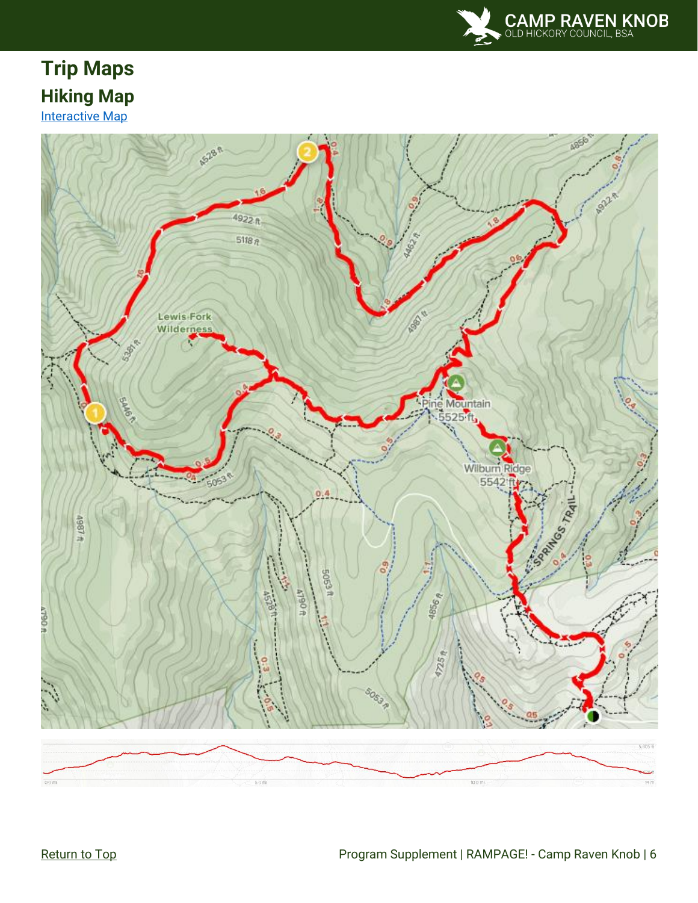## Trip Maps

### Hiking Map

[Interactive Map]

[Return to Top]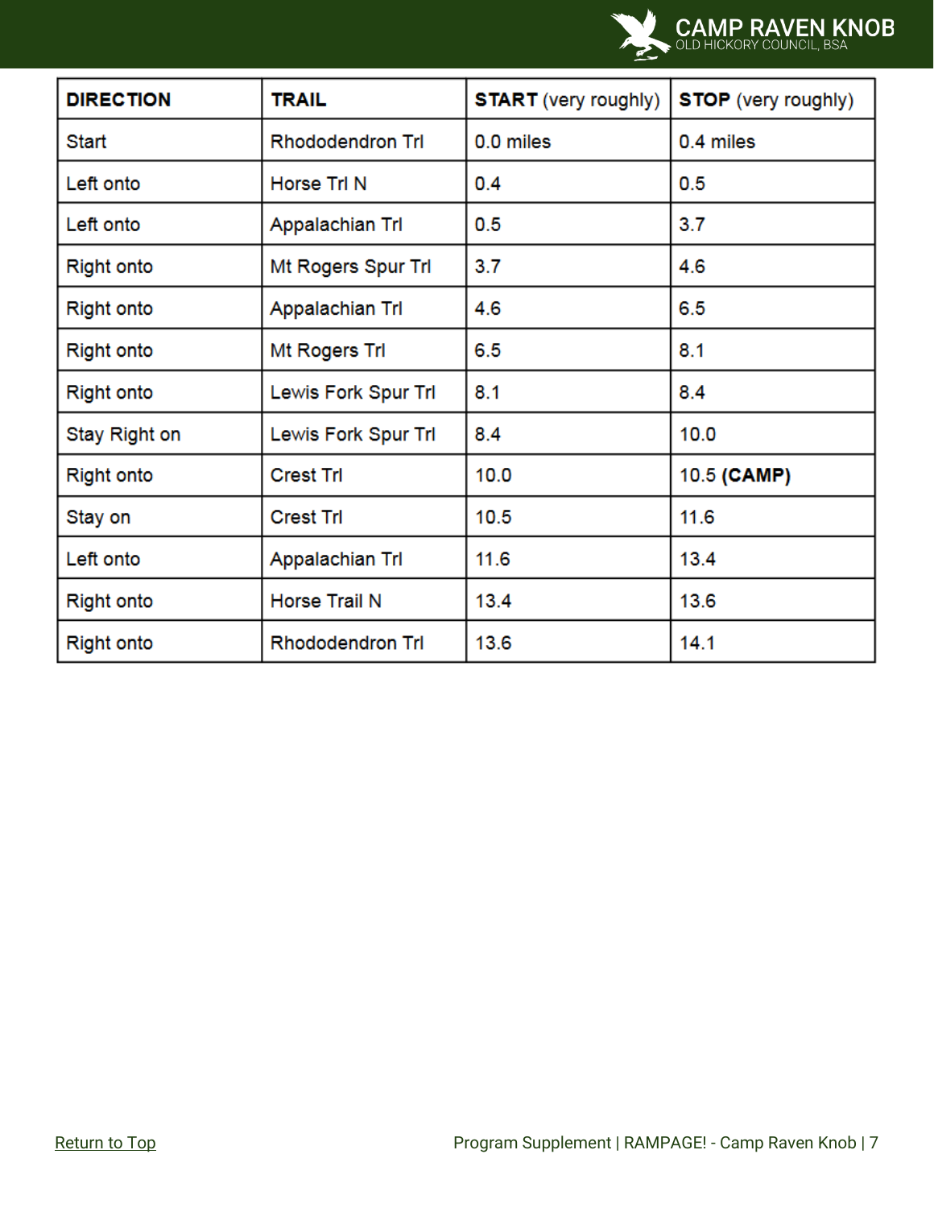| **DIRECTION** | **TRAIL** | **START** (very roughly) | **STOP** (very roughly) |
|---|---|---|---|
| Start | Rhododendron Trl | 0.0 miles | 0.4 miles |
| Left onto | Horse Trl N | 0.4 | 0.5 |
| Left onto | Appalachian Trl | 0.5 | 3.7 |
| Right onto | Mt Rogers Spur Trl | 3.7 | 4.6 |
| Right onto | Appalachian Trl | 4.6 | 6.5 |
| Right onto | Mt Rogers Trl | 6.5 | 8.1 |
| Right onto | Lewis Fork Spur Trl | 8.1 | 8.4 |
| Stay Right on | Lewis Fork Spur Trl | 8.4 | 10.0 |
| Right onto | Crest Trl | 10.0 | 10.5 **(CAMP)** |
| Stay on | Crest Trl | 10.5 | 11.6 |
| Left onto | Appalachian Trl | 11.6 | 13.4 |
| Right onto | Horse Trail N | 13.4 | 13.6 |
| Right onto | Rhododendron Trl | 13.6 | 14.1 |

[Return to Top](#)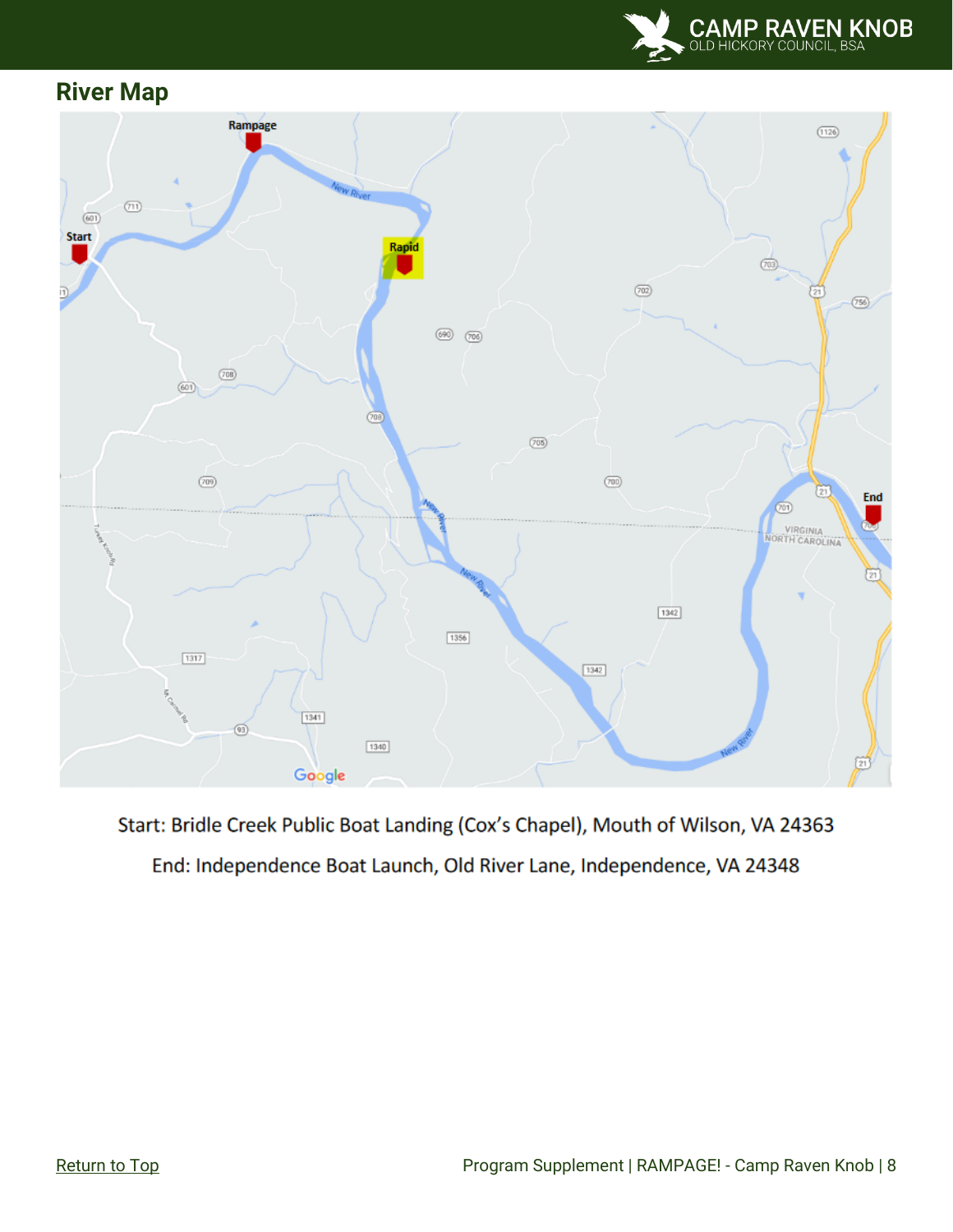## River Map

Rampage

Rapid

Start

End

New River

VIRGINIA
NORTH CAROLINA

Start: Bridle Creek Public Boat Landing (Cox's Chapel), Mouth of Wilson, VA 24363

End: Independence Boat Launch, Old River Lane, Independence, VA 24348

Return to Top